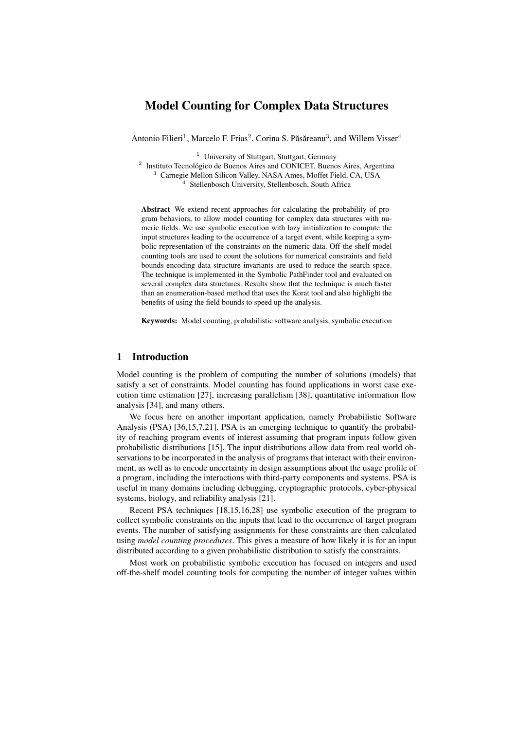# Model Counting for Complex Data Structures

Antonio Filieri[1], Marcelo F. Frias[2], Corina S. Păsăreanu[3], and Willem Visser[4]

[1] University of Stuttgart, Stuttgart, Germany
[2] Instituto Tecnológico de Buenos Aires and CONICET, Buenos Aires, Argentina
[3] Carnegie Mellon Silicon Valley, NASA Ames, Moffet Field, CA, USA
[4] Stellenbosch University, Stellenbosch, South Africa

**Abstract** We extend recent approaches for calculating the probability of program behaviors, to allow model counting for complex data structures with numeric fields. We use symbolic execution with lazy initialization to compute the input structures leading to the occurrence of a target event, while keeping a symbolic representation of the constraints on the numeric data. Off-the-shelf model counting tools are used to count the solutions for numerical constraints and field bounds encoding data structure invariants are used to reduce the search space. The technique is implemented in the Symbolic PathFinder tool and evaluated on several complex data structures. Results show that the technique is much faster than an enumeration-based method that uses the Korat tool and also highlight the benefits of using the field bounds to speed up the analysis.

**Keywords:** Model counting, probabilistic software analysis, symbolic execution

## 1 Introduction

Model counting is the problem of computing the number of solutions (models) that satisfy a set of constraints. Model counting has found applications in worst case execution time estimation [27], increasing parallelism [38], quantitative information flow analysis [34], and many others.

We focus here on another important application, namely Probabilistic Software Analysis (PSA) [36,15,7,21]. PSA is an emerging technique to quantify the probability of reaching program events of interest assuming that program inputs follow given probabilistic distributions [15]. The input distributions allow data from real world observations to be incorporated in the analysis of programs that interact with their environment, as well as to encode uncertainty in design assumptions about the usage profile of a program, including the interactions with third-party components and systems. PSA is useful in many domains including debugging, cryptographic protocols, cyber-physical systems, biology, and reliability analysis [21].

Recent PSA techniques [18,15,16,28] use symbolic execution of the program to collect symbolic constraints on the inputs that lead to the occurrence of target program events. The number of satisfying assignments for these constraints are then calculated using *model counting procedures*. This gives a measure of how likely it is for an input distributed according to a given probabilistic distribution to satisfy the constraints.

Most work on probabilistic symbolic execution has focused on integers and used off-the-shelf model counting tools for computing the number of integer values within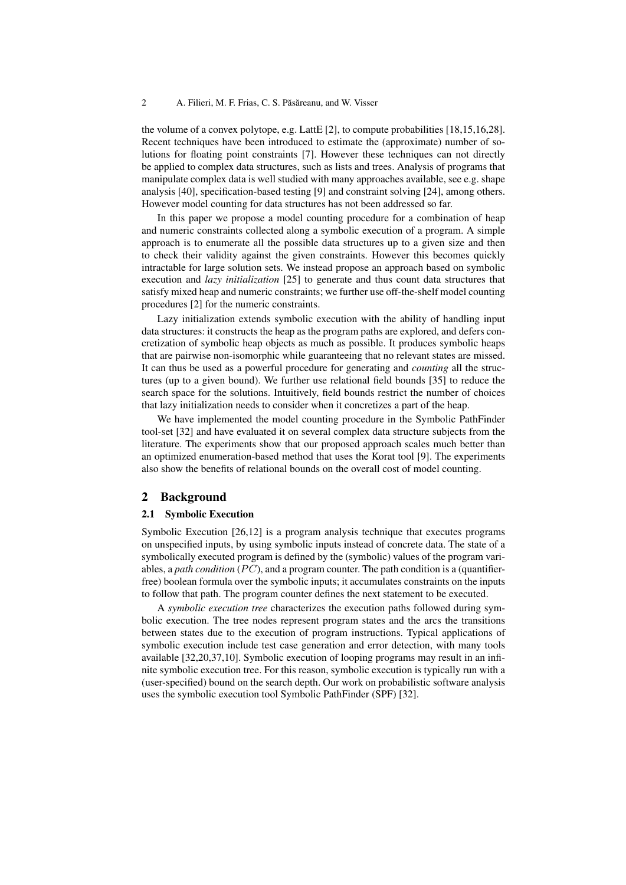the volume of a convex polytope, e.g. LattE [2], to compute probabilities [18,15,16,28]. Recent techniques have been introduced to estimate the (approximate) number of solutions for floating point constraints [7]. However these techniques can not directly be applied to complex data structures, such as lists and trees. Analysis of programs that manipulate complex data is well studied with many approaches available, see e.g. shape analysis [40], specification-based testing [9] and constraint solving [24], among others. However model counting for data structures has not been addressed so far.

In this paper we propose a model counting procedure for a combination of heap and numeric constraints collected along a symbolic execution of a program. A simple approach is to enumerate all the possible data structures up to a given size and then to check their validity against the given constraints. However this becomes quickly intractable for large solution sets. We instead propose an approach based on symbolic execution and *lazy initialization* [25] to generate and thus count data structures that satisfy mixed heap and numeric constraints; we further use off-the-shelf model counting procedures [2] for the numeric constraints.

Lazy initialization extends symbolic execution with the ability of handling input data structures: it constructs the heap as the program paths are explored, and defers concretization of symbolic heap objects as much as possible. It produces symbolic heaps that are pairwise non-isomorphic while guaranteeing that no relevant states are missed. It can thus be used as a powerful procedure for generating and *counting* all the structures (up to a given bound). We further use relational field bounds [35] to reduce the search space for the solutions. Intuitively, field bounds restrict the number of choices that lazy initialization needs to consider when it concretizes a part of the heap.

We have implemented the model counting procedure in the Symbolic PathFinder tool-set [32] and have evaluated it on several complex data structure subjects from the literature. The experiments show that our proposed approach scales much better than an optimized enumeration-based method that uses the Korat tool [9]. The experiments also show the benefits of relational bounds on the overall cost of model counting.

## 2 Background

### 2.1 Symbolic Execution

Symbolic Execution [26,12] is a program analysis technique that executes programs on unspecified inputs, by using symbolic inputs instead of concrete data. The state of a symbolically executed program is defined by the (symbolic) values of the program variables, a *path condition* ($PC$), and a program counter. The path condition is a (quantifier-free) boolean formula over the symbolic inputs; it accumulates constraints on the inputs to follow that path. The program counter defines the next statement to be executed.

A *symbolic execution tree* characterizes the execution paths followed during symbolic execution. The tree nodes represent program states and the arcs the transitions between states due to the execution of program instructions. Typical applications of symbolic execution include test case generation and error detection, with many tools available [32,20,37,10]. Symbolic execution of looping programs may result in an infinite symbolic execution tree. For this reason, symbolic execution is typically run with a (user-specified) bound on the search depth. Our work on probabilistic software analysis uses the symbolic execution tool Symbolic PathFinder (SPF) [32].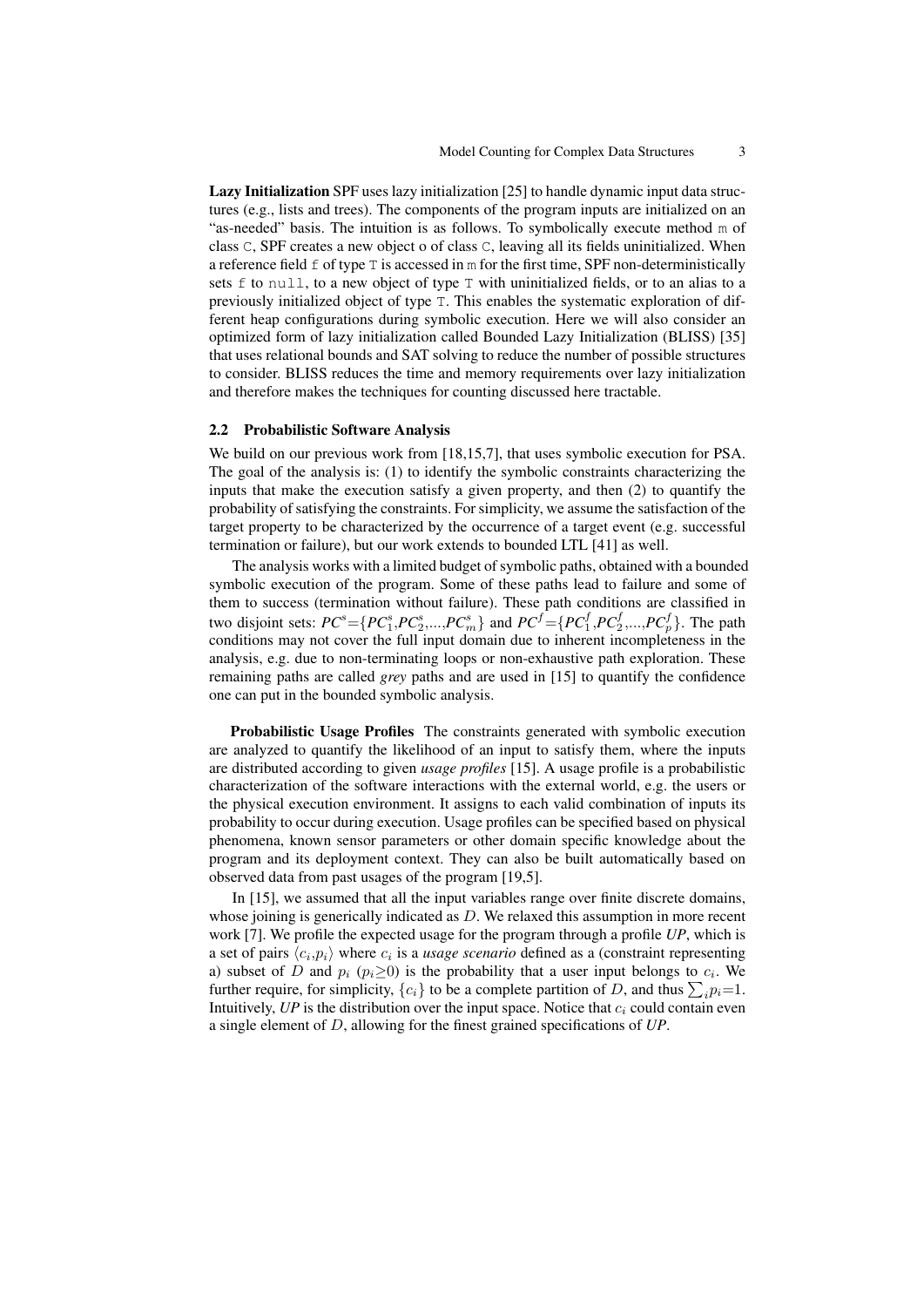**Lazy Initialization** SPF uses lazy initialization [25] to handle dynamic input data structures (e.g., lists and trees). The components of the program inputs are initialized on an "as-needed" basis. The intuition is as follows. To symbolically execute method `m` of class `C`, SPF creates a new object o of class `C`, leaving all its fields uninitialized. When a reference field `f` of type `T` is accessed in `m` for the first time, SPF non-deterministically sets `f` to `null`, to a new object of type `T` with uninitialized fields, or to an alias to a previously initialized object of type `T`. This enables the systematic exploration of different heap configurations during symbolic execution. Here we will also consider an optimized form of lazy initialization called Bounded Lazy Initialization (BLISS) [35] that uses relational bounds and SAT solving to reduce the number of possible structures to consider. BLISS reduces the time and memory requirements over lazy initialization and therefore makes the techniques for counting discussed here tractable.

### 2.2 Probabilistic Software Analysis

We build on our previous work from [18,15,7], that uses symbolic execution for PSA. The goal of the analysis is: (1) to identify the symbolic constraints characterizing the inputs that make the execution satisfy a given property, and then (2) to quantify the probability of satisfying the constraints. For simplicity, we assume the satisfaction of the target property to be characterized by the occurrence of a target event (e.g. successful termination or failure), but our work extends to bounded LTL [41] as well.

The analysis works with a limited budget of symbolic paths, obtained with a bounded symbolic execution of the program. Some of these paths lead to failure and some of them to success (termination without failure). These path conditions are classified in two disjoint sets: $PC^s=\{PC^s_1,PC^s_2,...,PC^s_m\}$ and $PC^f=\{PC^f_1,PC^f_2,...,PC^f_p\}$. The path conditions may not cover the full input domain due to inherent incompleteness in the analysis, e.g. due to non-terminating loops or non-exhaustive path exploration. These remaining paths are called *grey* paths and are used in [15] to quantify the confidence one can put in the bounded symbolic analysis.

**Probabilistic Usage Profiles** The constraints generated with symbolic execution are analyzed to quantify the likelihood of an input to satisfy them, where the inputs are distributed according to given *usage profiles* [15]. A usage profile is a probabilistic characterization of the software interactions with the external world, e.g. the users or the physical execution environment. It assigns to each valid combination of inputs its probability to occur during execution. Usage profiles can be specified based on physical phenomena, known sensor parameters or other domain specific knowledge about the program and its deployment context. They can also be built automatically based on observed data from past usages of the program [19,5].

In [15], we assumed that all the input variables range over finite discrete domains, whose joining is generically indicated as $D$. We relaxed this assumption in more recent work [7]. We profile the expected usage for the program through a profile *UP*, which is a set of pairs $\langle c_i,p_i\rangle$ where $c_i$ is a *usage scenario* defined as a (constraint representing a) subset of $D$ and $p_i$ ($p_i\geq 0$) is the probability that a user input belongs to $c_i$. We further require, for simplicity, $\{c_i\}$ to be a complete partition of $D$, and thus $\sum_i p_i=1$. Intuitively, *UP* is the distribution over the input space. Notice that $c_i$ could contain even a single element of $D$, allowing for the finest grained specifications of *UP*.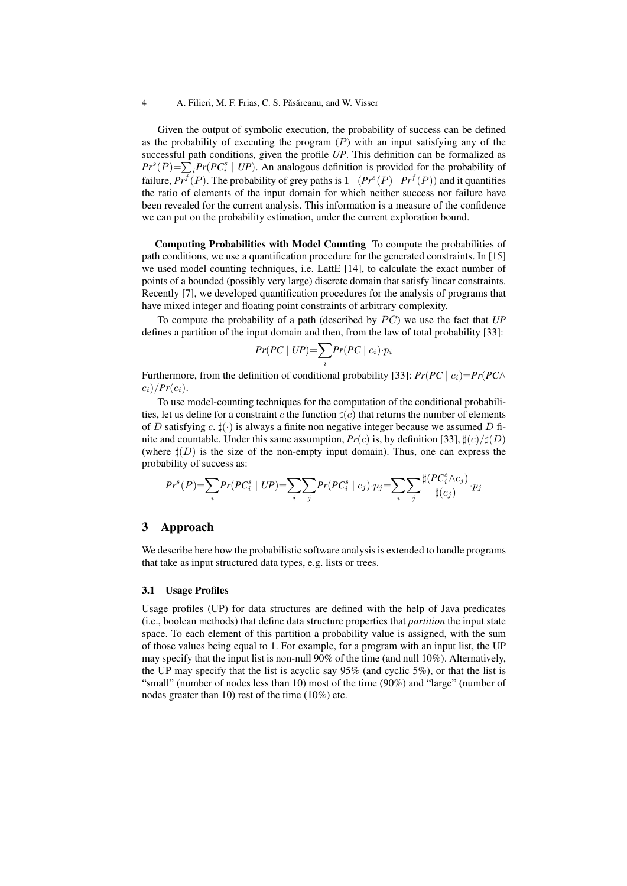Given the output of symbolic execution, the probability of success can be defined as the probability of executing the program ($P$) with an input satisfying any of the successful path conditions, given the profile *UP*. This definition can be formalized as $Pr^s(P)=\sum_i Pr(PC_i^s \mid UP)$. An analogous definition is provided for the probability of failure, $Pr^f(P)$. The probability of grey paths is $1-(Pr^s(P)+Pr^f(P))$ and it quantifies the ratio of elements of the input domain for which neither success nor failure have been revealed for the current analysis. This information is a measure of the confidence we can put on the probability estimation, under the current exploration bound.

**Computing Probabilities with Model Counting** To compute the probabilities of path conditions, we use a quantification procedure for the generated constraints. In [15] we used model counting techniques, i.e. LattE [14], to calculate the exact number of points of a bounded (possibly very large) discrete domain that satisfy linear constraints. Recently [7], we developed quantification procedures for the analysis of programs that have mixed integer and floating point constraints of arbitrary complexity.

To compute the probability of a path (described by $PC$) we use the fact that *UP* defines a partition of the input domain and then, from the law of total probability [33]:

$$Pr(PC \mid UP)=\sum_i Pr(PC \mid c_i) \cdot p_i$$

Furthermore, from the definition of conditional probability [33]: $Pr(PC \mid c_i)=Pr(PC \wedge c_i)/Pr(c_i)$.

To use model-counting techniques for the computation of the conditional probabilities, let us define for a constraint $c$ the function $\sharp(c)$ that returns the number of elements of $D$ satisfying $c$. $\sharp(\cdot)$ is always a finite non negative integer because we assumed $D$ finite and countable. Under this same assumption, $Pr(c)$ is, by definition [33], $\sharp(c)/\sharp(D)$ (where $\sharp(D)$ is the size of the non-empty input domain). Thus, one can express the probability of success as:

$$Pr^s(P)=\sum_i Pr(PC_i^s \mid UP)=\sum_i \sum_j Pr(PC_i^s \mid c_j) \cdot p_j=\sum_i \sum_j \frac{\sharp(PC_i^s \wedge c_j)}{\sharp(c_j)} \cdot p_j$$

## 3 Approach

We describe here how the probabilistic software analysis is extended to handle programs that take as input structured data types, e.g. lists or trees.

### 3.1 Usage Profiles

Usage profiles (UP) for data structures are defined with the help of Java predicates (i.e., boolean methods) that define data structure properties that *partition* the input state space. To each element of this partition a probability value is assigned, with the sum of those values being equal to 1. For example, for a program with an input list, the UP may specify that the input list is non-null 90% of the time (and null 10%). Alternatively, the UP may specify that the list is acyclic say 95% (and cyclic 5%), or that the list is "small" (number of nodes less than 10) most of the time (90%) and "large" (number of nodes greater than 10) rest of the time (10%) etc.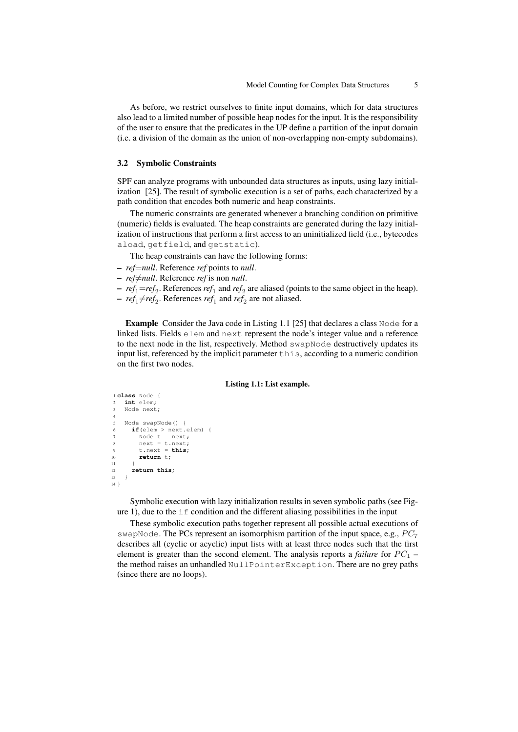As before, we restrict ourselves to finite input domains, which for data structures also lead to a limited number of possible heap nodes for the input. It is the responsibility of the user to ensure that the predicates in the UP define a partition of the input domain (i.e. a division of the domain as the union of non-overlapping non-empty subdomains).

### 3.2 Symbolic Constraints

SPF can analyze programs with unbounded data structures as inputs, using lazy initialization [25]. The result of symbolic execution is a set of paths, each characterized by a path condition that encodes both numeric and heap constraints.

The numeric constraints are generated whenever a branching condition on primitive (numeric) fields is evaluated. The heap constraints are generated during the lazy initialization of instructions that perform a first access to an uninitialized field (i.e., bytecodes `aload`, `getfield`, and `getstatic`).

The heap constraints can have the following forms:

- *ref*=*null*. Reference *ref* points to *null*.
- *ref*≠*null*. Reference *ref* is non *null*.
- $ref_1$=$ref_2$. References $ref_1$ and $ref_2$ are aliased (points to the same object in the heap).
- $ref_1$≠$ref_2$. References $ref_1$ and $ref_2$ are not aliased.

**Example** Consider the Java code in Listing 1.1 [25] that declares a class `Node` for a linked lists. Fields `elem` and `next` represent the node's integer value and a reference to the next node in the list, respectively. Method `swapNode` destructively updates its input list, referenced by the implicit parameter `this`, according to a numeric condition on the first two nodes.

**Listing 1.1: List example.**

```
1 class Node {
2   int elem;
3   Node next;
4
5   Node swapNode() {
6     if(elem > next.elem) {
7       Node t = next;
8       next = t.next;
9       t.next = this;
10      return t;
11    }
12    return this;
13  }
14 }
```

Symbolic execution with lazy initialization results in seven symbolic paths (see Figure 1), due to the `if` condition and the different aliasing possibilities in the input

These symbolic execution paths together represent all possible actual executions of `swapNode`. The PCs represent an isomorphism partition of the input space, e.g., $PC_7$ describes all (cyclic or acyclic) input lists with at least three nodes such that the first element is greater than the second element. The analysis reports a *failure* for $PC_1$ – the method raises an unhandled `NullPointerException`. There are no grey paths (since there are no loops).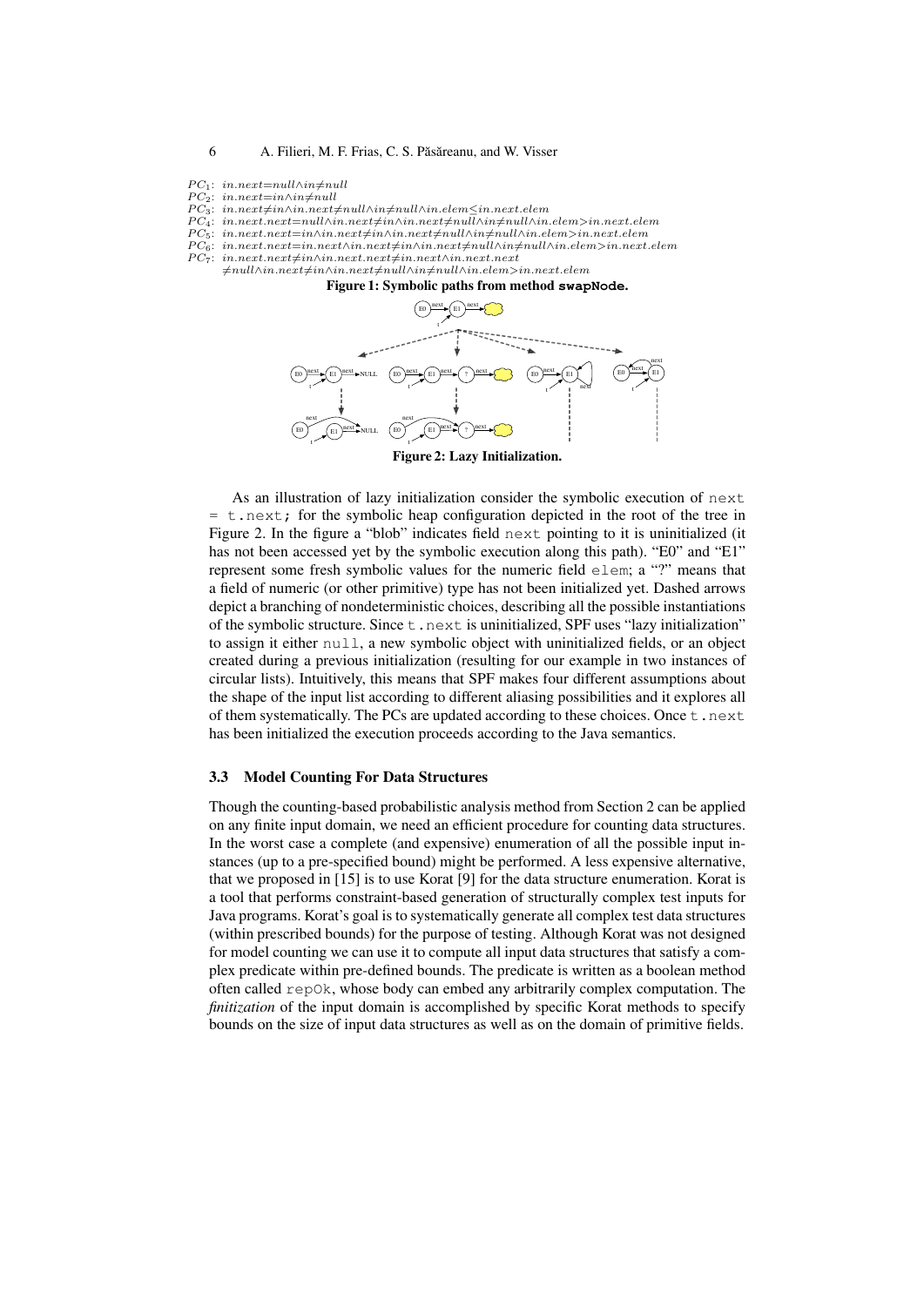$PC_1$: $in.next{=}null \wedge in{\neq}null$
$PC_2$: $in.next{=}in \wedge in{\neq}null$
$PC_3$: $in.next{\neq}in \wedge in.next{\neq}null \wedge in{\neq}null \wedge in.elem{\leq}in.next.elem$
$PC_4$: $in.next.next{=}null \wedge in.next{\neq}in \wedge in.next{\neq}null \wedge in{\neq}null \wedge in.elem{>}in.next.elem$
$PC_5$: $in.next.next{=}in \wedge in.next{\neq}in \wedge in.next{\neq}null \wedge in{\neq}null \wedge in.elem{>}in.next.elem$
$PC_6$: $in.next.next{=}in.next \wedge in.next{\neq}in \wedge in.next{\neq}null \wedge in{\neq}null \wedge in.elem{>}in.next.elem$
$PC_7$: $in.next.next{\neq}in \wedge in.next.next{\neq}in.next \wedge in.next.next$
$\quad{\neq}null \wedge in.next{\neq}in \wedge in.next{\neq}null \wedge in{\neq}null \wedge in.elem{>}in.next.elem$

**Figure 1: Symbolic paths from method swapNode.**

E0 next E1 next t
E0 next E1 next NULL t
E0 next E1 next ? next t
E0 next E1 next t
E0 next E1 next t
next E0 E1 next NULL t
next E0 E1 next ? next t

**Figure 2: Lazy Initialization.**

As an illustration of lazy initialization consider the symbolic execution of `next = t.next;` for the symbolic heap configuration depicted in the root of the tree in Figure 2. In the figure a "blob" indicates field `next` pointing to it is uninitialized (it has not been accessed yet by the symbolic execution along this path). "E0" and "E1" represent some fresh symbolic values for the numeric field `elem`; a "?" means that a field of numeric (or other primitive) type has not been initialized yet. Dashed arrows depict a branching of nondeterministic choices, describing all the possible instantiations of the symbolic structure. Since `t.next` is uninitialized, SPF uses "lazy initialization" to assign it either `null`, a new symbolic object with uninitialized fields, or an object created during a previous initialization (resulting for our example in two instances of circular lists). Intuitively, this means that SPF makes four different assumptions about the shape of the input list according to different aliasing possibilities and it explores all of them systematically. The PCs are updated according to these choices. Once `t.next` has been initialized the execution proceeds according to the Java semantics.

### 3.3 Model Counting For Data Structures

Though the counting-based probabilistic analysis method from Section 2 can be applied on any finite input domain, we need an efficient procedure for counting data structures. In the worst case a complete (and expensive) enumeration of all the possible input instances (up to a pre-specified bound) might be performed. A less expensive alternative, that we proposed in [15] is to use Korat [9] for the data structure enumeration. Korat is a tool that performs constraint-based generation of structurally complex test inputs for Java programs. Korat's goal is to systematically generate all complex test data structures (within prescribed bounds) for the purpose of testing. Although Korat was not designed for model counting we can use it to compute all input data structures that satisfy a complex predicate within pre-defined bounds. The predicate is written as a boolean method often called `repOk`, whose body can embed any arbitrarily complex computation. The *finitization* of the input domain is accomplished by specific Korat methods to specify bounds on the size of input data structures as well as on the domain of primitive fields.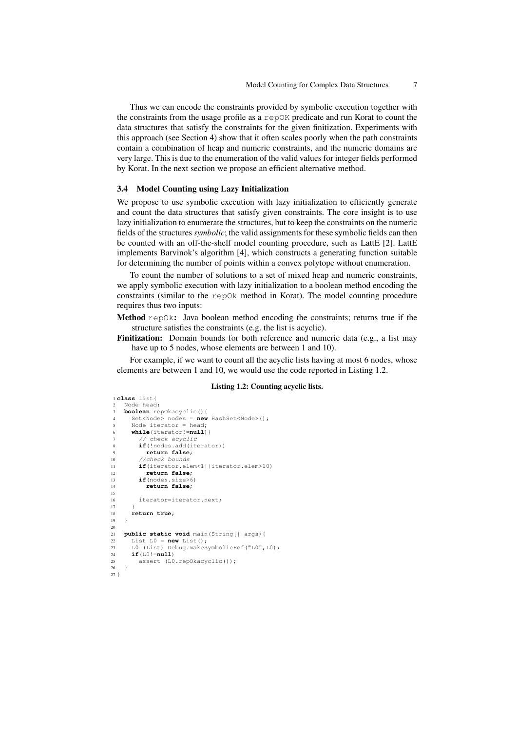Thus we can encode the constraints provided by symbolic execution together with the constraints from the usage profile as a `repOK` predicate and run Korat to count the data structures that satisfy the constraints for the given finitization. Experiments with this approach (see Section 4) show that it often scales poorly when the path constraints contain a combination of heap and numeric constraints, and the numeric domains are very large. This is due to the enumeration of the valid values for integer fields performed by Korat. In the next section we propose an efficient alternative method.

### 3.4 Model Counting using Lazy Initialization

We propose to use symbolic execution with lazy initialization to efficiently generate and count the data structures that satisfy given constraints. The core insight is to use lazy initialization to enumerate the structures, but to keep the constraints on the numeric fields of the structures *symbolic*; the valid assignments for these symbolic fields can then be counted with an off-the-shelf model counting procedure, such as LattE [2]. LattE implements Barvinok's algorithm [4], which constructs a generating function suitable for determining the number of points within a convex polytope without enumeration.

To count the number of solutions to a set of mixed heap and numeric constraints, we apply symbolic execution with lazy initialization to a boolean method encoding the constraints (similar to the `repOk` method in Korat). The model counting procedure requires thus two inputs:

**Method** `repOk`**:** Java boolean method encoding the constraints; returns true if the structure satisfies the constraints (e.g. the list is acyclic).

**Finitization:** Domain bounds for both reference and numeric data (e.g., a list may have up to 5 nodes, whose elements are between 1 and 10).

For example, if we want to count all the acyclic lists having at most 6 nodes, whose elements are between 1 and 10, we would use the code reported in Listing 1.2.

**Listing 1.2: Counting acyclic lists.**

```
1 class List{
2   Node head;
3   boolean repOkacyclic(){
4     Set<Node> nodes = new HashSet<Node>();
5     Node iterator = head;
6     while(iterator!=null){
7       // check acyclic
8       if(!nodes.add(iterator))
9         return false;
10      //check bounds
11      if(iterator.elem<1||iterator.elem>10)
12        return false;
13      if(nodes.size>6)
14        return false;
15
16      iterator=iterator.next;
17    }
18    return true;
19  }
20
21  public static void main(String[] args){
22    List L0 = new List();
23    L0=(List) Debug.makeSymbolicRef("L0",L0);
24    if(L0!=null)
25      assert (L0.repOkacyclic());
26  }
27 }
```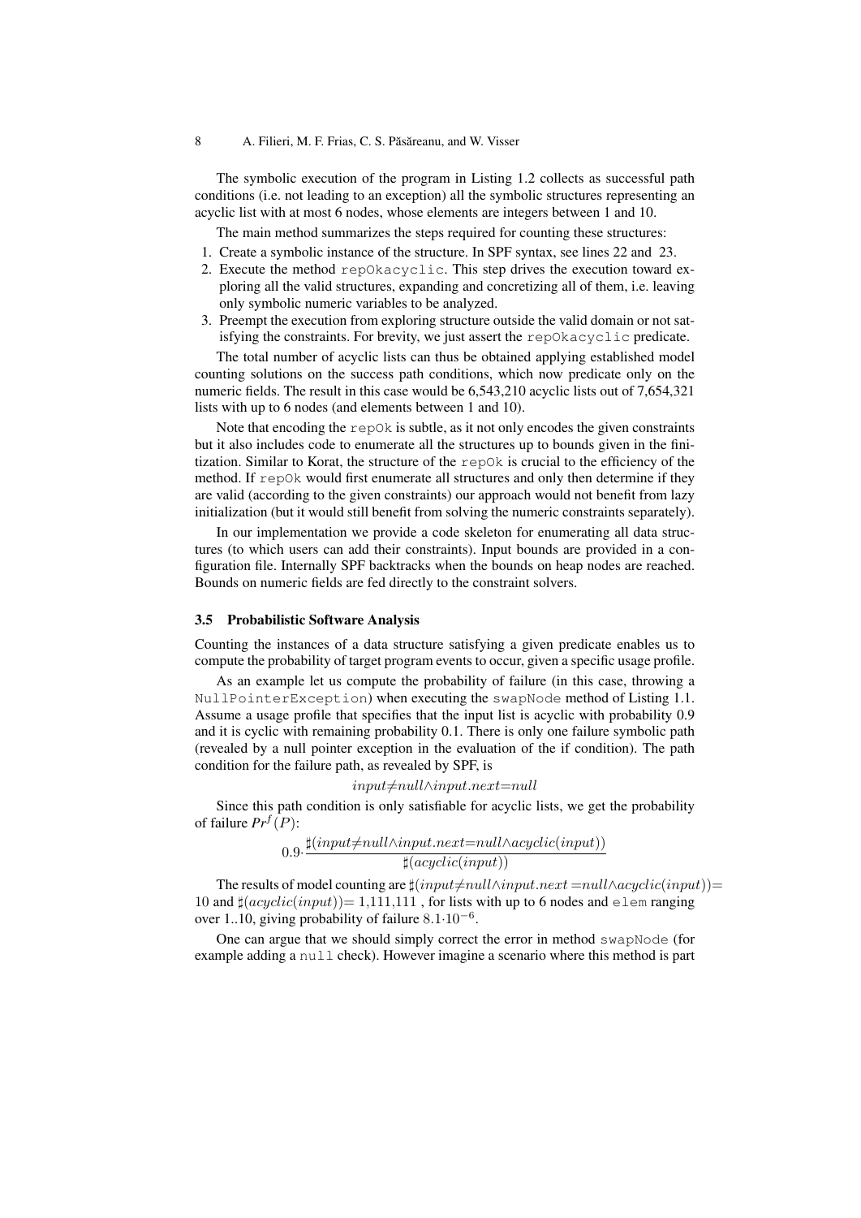The symbolic execution of the program in Listing 1.2 collects as successful path conditions (i.e. not leading to an exception) all the symbolic structures representing an acyclic list with at most 6 nodes, whose elements are integers between 1 and 10.

The main method summarizes the steps required for counting these structures:

1. Create a symbolic instance of the structure. In SPF syntax, see lines 22 and 23.
2. Execute the method `repOkacyclic`. This step drives the execution toward exploring all the valid structures, expanding and concretizing all of them, i.e. leaving only symbolic numeric variables to be analyzed.
3. Preempt the execution from exploring structure outside the valid domain or not satisfying the constraints. For brevity, we just assert the `repOkacyclic` predicate.

The total number of acyclic lists can thus be obtained applying established model counting solutions on the success path conditions, which now predicate only on the numeric fields. The result in this case would be 6,543,210 acyclic lists out of 7,654,321 lists with up to 6 nodes (and elements between 1 and 10).

Note that encoding the `repOk` is subtle, as it not only encodes the given constraints but it also includes code to enumerate all the structures up to bounds given in the finitization. Similar to Korat, the structure of the `repOk` is crucial to the efficiency of the method. If `repOk` would first enumerate all structures and only then determine if they are valid (according to the given constraints) our approach would not benefit from lazy initialization (but it would still benefit from solving the numeric constraints separately).

In our implementation we provide a code skeleton for enumerating all data structures (to which users can add their constraints). Input bounds are provided in a configuration file. Internally SPF backtracks when the bounds on heap nodes are reached. Bounds on numeric fields are fed directly to the constraint solvers.

### 3.5 Probabilistic Software Analysis

Counting the instances of a data structure satisfying a given predicate enables us to compute the probability of target program events to occur, given a specific usage profile.

As an example let us compute the probability of failure (in this case, throwing a `NullPointerException`) when executing the `swapNode` method of Listing 1.1. Assume a usage profile that specifies that the input list is acyclic with probability 0.9 and it is cyclic with remaining probability 0.1. There is only one failure symbolic path (revealed by a null pointer exception in the evaluation of the if condition). The path condition for the failure path, as revealed by SPF, is

$$input \neq null \wedge input.next = null$$

Since this path condition is only satisfiable for acyclic lists, we get the probability of failure $Pr^f(P)$:

$$0.9 \cdot \frac{\sharp(input \neq null \wedge input.next = null \wedge acyclic(input))}{\sharp(acyclic(input))}$$

The results of model counting are $\sharp(input \neq null \wedge input.next = null \wedge acyclic(input)) =$ 10 and $\sharp(acyclic(input)) = 1{,}111{,}111$ , for lists with up to 6 nodes and `elem` ranging over 1..10, giving probability of failure $8.1 \cdot 10^{-6}$.

One can argue that we should simply correct the error in method `swapNode` (for example adding a `null` check). However imagine a scenario where this method is part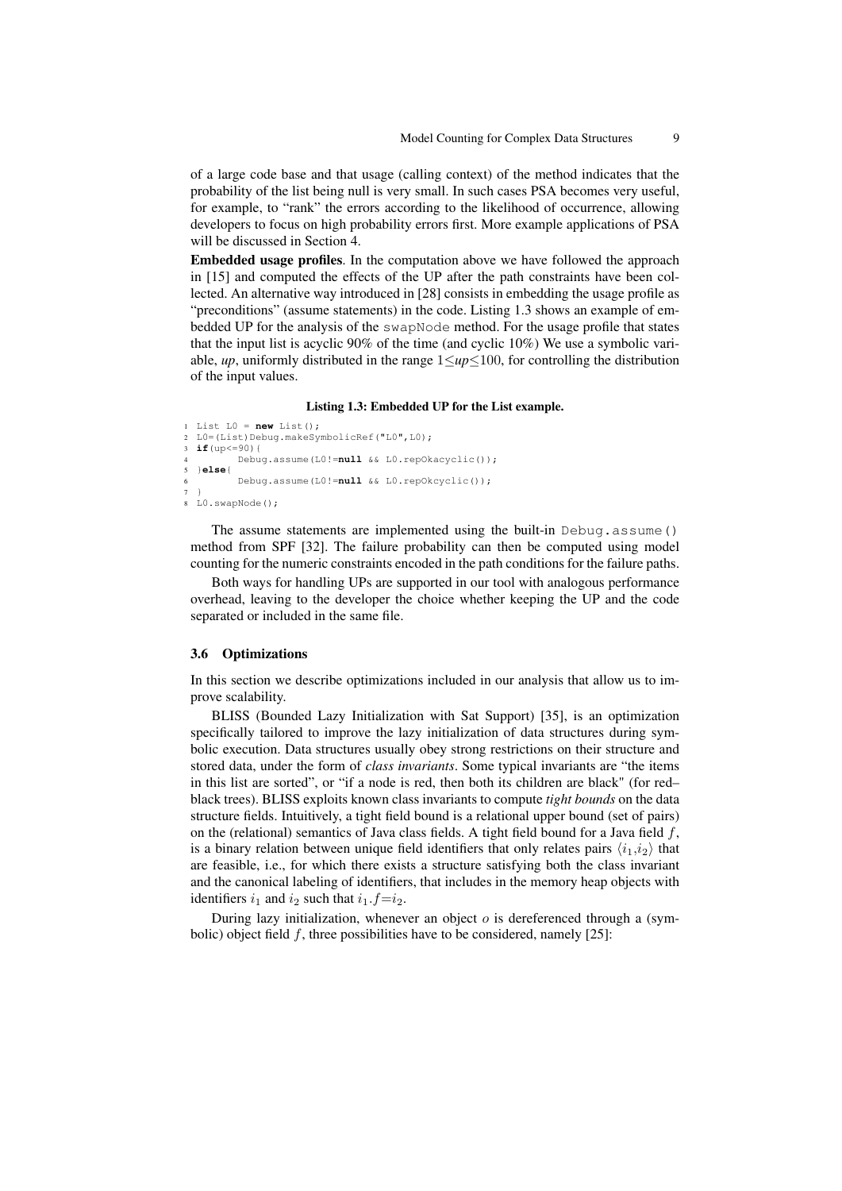of a large code base and that usage (calling context) of the method indicates that the probability of the list being null is very small. In such cases PSA becomes very useful, for example, to "rank" the errors according to the likelihood of occurrence, allowing developers to focus on high probability errors first. More example applications of PSA will be discussed in Section 4.

**Embedded usage profiles**. In the computation above we have followed the approach in [15] and computed the effects of the UP after the path constraints have been collected. An alternative way introduced in [28] consists in embedding the usage profile as "preconditions" (assume statements) in the code. Listing 1.3 shows an example of embedded UP for the analysis of the `swapNode` method. For the usage profile that states that the input list is acyclic 90% of the time (and cyclic 10%) We use a symbolic variable, *up*, uniformly distributed in the range $1 \leq up \leq 100$, for controlling the distribution of the input values.

**Listing 1.3: Embedded UP for the List example.**

```
1 List L0 = new List();
2 L0=(List)Debug.makeSymbolicRef("L0",L0);
3 if(up<=90){
4        Debug.assume(L0!=null && L0.repOkacyclic());
5 }else{
6        Debug.assume(L0!=null && L0.repOkcyclic());
7 }
8 L0.swapNode();
```

The assume statements are implemented using the built-in `Debug.assume()` method from SPF [32]. The failure probability can then be computed using model counting for the numeric constraints encoded in the path conditions for the failure paths.

Both ways for handling UPs are supported in our tool with analogous performance overhead, leaving to the developer the choice whether keeping the UP and the code separated or included in the same file.

### 3.6 Optimizations

In this section we describe optimizations included in our analysis that allow us to improve scalability.

BLISS (Bounded Lazy Initialization with Sat Support) [35], is an optimization specifically tailored to improve the lazy initialization of data structures during symbolic execution. Data structures usually obey strong restrictions on their structure and stored data, under the form of *class invariants*. Some typical invariants are "the items in this list are sorted", or "if a node is red, then both its children are black" (for red–black trees). BLISS exploits known class invariants to compute *tight bounds* on the data structure fields. Intuitively, a tight field bound is a relational upper bound (set of pairs) on the (relational) semantics of Java class fields. A tight field bound for a Java field $f$, is a binary relation between unique field identifiers that only relates pairs $\langle i_1, i_2 \rangle$ that are feasible, i.e., for which there exists a structure satisfying both the class invariant and the canonical labeling of identifiers, that includes in the memory heap objects with identifiers $i_1$ and $i_2$ such that $i_1.f = i_2$.

During lazy initialization, whenever an object $o$ is dereferenced through a (symbolic) object field $f$, three possibilities have to be considered, namely [25]: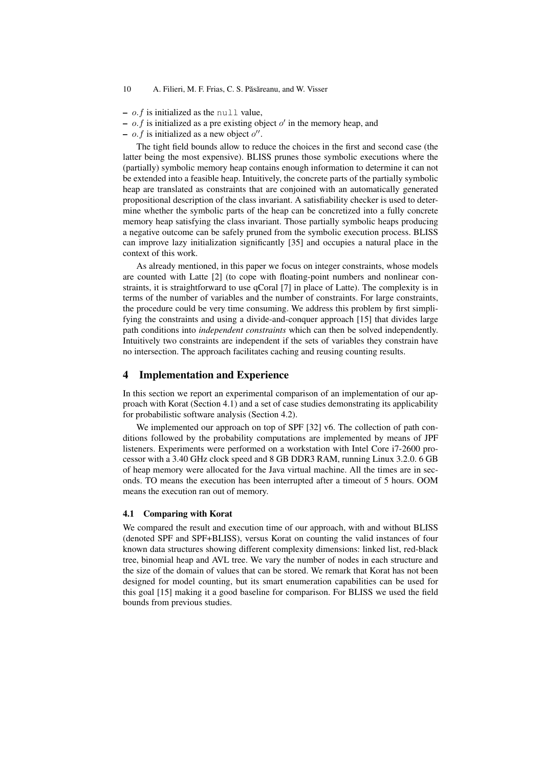- $o.f$ is initialized as the `null` value,
- $o.f$ is initialized as a pre existing object $o'$ in the memory heap, and
- $o.f$ is initialized as a new object $o''$.

The tight field bounds allow to reduce the choices in the first and second case (the latter being the most expensive). BLISS prunes those symbolic executions where the (partially) symbolic memory heap contains enough information to determine it can not be extended into a feasible heap. Intuitively, the concrete parts of the partially symbolic heap are translated as constraints that are conjoined with an automatically generated propositional description of the class invariant. A satisfiability checker is used to determine whether the symbolic parts of the heap can be concretized into a fully concrete memory heap satisfying the class invariant. Those partially symbolic heaps producing a negative outcome can be safely pruned from the symbolic execution process. BLISS can improve lazy initialization significantly [35] and occupies a natural place in the context of this work.

As already mentioned, in this paper we focus on integer constraints, whose models are counted with Latte [2] (to cope with floating-point numbers and nonlinear constraints, it is straightforward to use qCoral [7] in place of Latte). The complexity is in terms of the number of variables and the number of constraints. For large constraints, the procedure could be very time consuming. We address this problem by first simplifying the constraints and using a divide-and-conquer approach [15] that divides large path conditions into *independent constraints* which can then be solved independently. Intuitively two constraints are independent if the sets of variables they constrain have no intersection. The approach facilitates caching and reusing counting results.

## 4 Implementation and Experience

In this section we report an experimental comparison of an implementation of our approach with Korat (Section 4.1) and a set of case studies demonstrating its applicability for probabilistic software analysis (Section 4.2).

We implemented our approach on top of SPF [32] v6. The collection of path conditions followed by the probability computations are implemented by means of JPF listeners. Experiments were performed on a workstation with Intel Core i7-2600 processor with a 3.40 GHz clock speed and 8 GB DDR3 RAM, running Linux 3.2.0. 6 GB of heap memory were allocated for the Java virtual machine. All the times are in seconds. TO means the execution has been interrupted after a timeout of 5 hours. OOM means the execution ran out of memory.

### 4.1 Comparing with Korat

We compared the result and execution time of our approach, with and without BLISS (denoted SPF and SPF+BLISS), versus Korat on counting the valid instances of four known data structures showing different complexity dimensions: linked list, red-black tree, binomial heap and AVL tree. We vary the number of nodes in each structure and the size of the domain of values that can be stored. We remark that Korat has not been designed for model counting, but its smart enumeration capabilities can be used for this goal [15] making it a good baseline for comparison. For BLISS we used the field bounds from previous studies.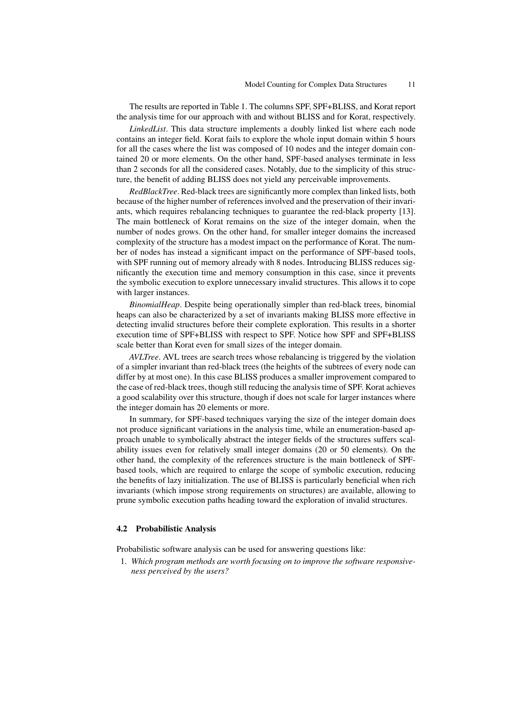The results are reported in Table 1. The columns SPF, SPF+BLISS, and Korat report the analysis time for our approach with and without BLISS and for Korat, respectively.

*LinkedList*. This data structure implements a doubly linked list where each node contains an integer field. Korat fails to explore the whole input domain within 5 hours for all the cases where the list was composed of 10 nodes and the integer domain contained 20 or more elements. On the other hand, SPF-based analyses terminate in less than 2 seconds for all the considered cases. Notably, due to the simplicity of this structure, the benefit of adding BLISS does not yield any perceivable improvements.

*RedBlackTree*. Red-black trees are significantly more complex than linked lists, both because of the higher number of references involved and the preservation of their invariants, which requires rebalancing techniques to guarantee the red-black property [13]. The main bottleneck of Korat remains on the size of the integer domain, when the number of nodes grows. On the other hand, for smaller integer domains the increased complexity of the structure has a modest impact on the performance of Korat. The number of nodes has instead a significant impact on the performance of SPF-based tools, with SPF running out of memory already with 8 nodes. Introducing BLISS reduces significantly the execution time and memory consumption in this case, since it prevents the symbolic execution to explore unnecessary invalid structures. This allows it to cope with larger instances.

*BinomialHeap*. Despite being operationally simpler than red-black trees, binomial heaps can also be characterized by a set of invariants making BLISS more effective in detecting invalid structures before their complete exploration. This results in a shorter execution time of SPF+BLISS with respect to SPF. Notice how SPF and SPF+BLISS scale better than Korat even for small sizes of the integer domain.

*AVLTree*. AVL trees are search trees whose rebalancing is triggered by the violation of a simpler invariant than red-black trees (the heights of the subtrees of every node can differ by at most one). In this case BLISS produces a smaller improvement compared to the case of red-black trees, though still reducing the analysis time of SPF. Korat achieves a good scalability over this structure, though if does not scale for larger instances where the integer domain has 20 elements or more.

In summary, for SPF-based techniques varying the size of the integer domain does not produce significant variations in the analysis time, while an enumeration-based approach unable to symbolically abstract the integer fields of the structures suffers scalability issues even for relatively small integer domains (20 or 50 elements). On the other hand, the complexity of the references structure is the main bottleneck of SPF-based tools, which are required to enlarge the scope of symbolic execution, reducing the benefits of lazy initialization. The use of BLISS is particularly beneficial when rich invariants (which impose strong requirements on structures) are available, allowing to prune symbolic execution paths heading toward the exploration of invalid structures.

### 4.2 Probabilistic Analysis

Probabilistic software analysis can be used for answering questions like:

1. *Which program methods are worth focusing on to improve the software responsiveness perceived by the users?*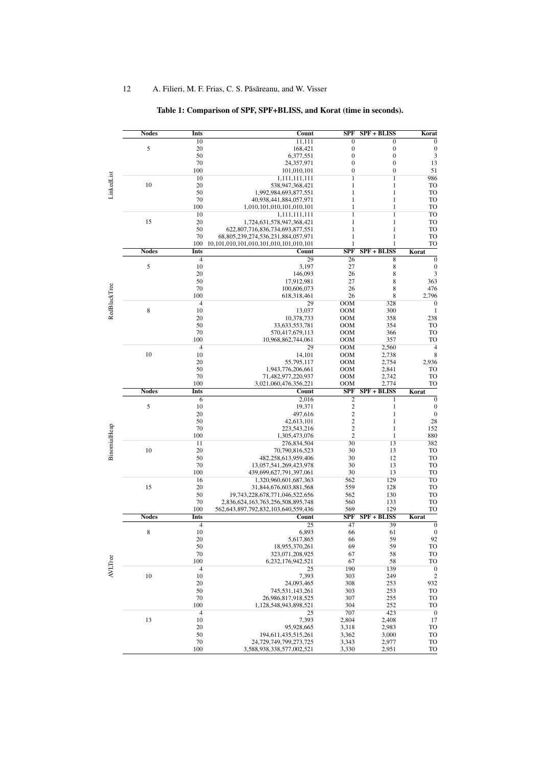**Table 1: Comparison of SPF, SPF+BLISS, and Korat (time in seconds).**

| | Nodes | Ints | Count | SPF | SPF + BLISS | Korat |
|---|---|---|---|---|---|---|
| LinkedList | 5 | 10 | 11,111 | 0 | 0 | 0 |
| | | 20 | 168,421 | 0 | 0 | 0 |
| | | 50 | 6,377,551 | 0 | 0 | 3 |
| | | 70 | 24,357,971 | 0 | 0 | 13 |
| | | 100 | 101,010,101 | 0 | 0 | 51 |
| | 10 | 10 | 1,111,111,111 | 1 | 1 | 986 |
| | | 20 | 538,947,368,421 | 1 | 1 | TO |
| | | 50 | 1,992,984,693,877,551 | 1 | 1 | TO |
| | | 70 | 40,938,441,884,057,971 | 1 | 1 | TO |
| | | 100 | 1,010,101,010,101,010,101 | 1 | 1 | TO |
| | 15 | 10 | 1,111,111,111 | 1 | 1 | TO |
| | | 20 | 1,724,631,578,947,368,421 | 1 | 1 | TO |
| | | 50 | 622,807,716,836,734,693,877,551 | 1 | 1 | TO |
| | | 70 | 68,805,239,274,536,231,884,057,971 | 1 | 1 | TO |
| | | 100 | 10,101,010,101,010,101,010,101,010,101 | 1 | 1 | TO |
| | **Nodes** | **Ints** | **Count** | **SPF** | **SPF + BLISS** | **Korat** |
| RedBlackTree | 5 | 4 | 29 | 26 | 8 | 0 |
| | | 10 | 3,197 | 27 | 8 | 0 |
| | | 20 | 146,093 | 26 | 8 | 3 |
| | | 50 | 17,912,981 | 27 | 8 | 363 |
| | | 70 | 100,606,073 | 26 | 8 | 476 |
| | | 100 | 618,318,461 | 26 | 8 | 2,796 |
| | 8 | 4 | 29 | OOM | 328 | 0 |
| | | 10 | 13,037 | OOM | 300 | 1 |
| | | 20 | 10,378,733 | OOM | 358 | 238 |
| | | 50 | 33,633,553,781 | OOM | 354 | TO |
| | | 70 | 570,417,679,113 | OOM | 366 | TO |
| | | 100 | 10,968,862,744,061 | OOM | 357 | TO |
| | 10 | 4 | 29 | OOM | 2,560 | 4 |
| | | 10 | 14,101 | OOM | 2,738 | 8 |
| | | 20 | 55,795,117 | OOM | 2,754 | 2,936 |
| | | 50 | 1,943,776,206,661 | OOM | 2,841 | TO |
| | | 70 | 71,482,977,220,937 | OOM | 2,742 | TO |
| | | 100 | 3,021,060,476,356,221 | OOM | 2,774 | TO |
| | **Nodes** | **Ints** | **Count** | **SPF** | **SPF + BLISS** | **Korat** |
| BinomialHeap | 5 | 6 | 2,016 | 2 | 1 | 0 |
| | | 10 | 19,371 | 2 | 1 | 0 |
| | | 20 | 497,616 | 2 | 1 | 0 |
| | | 50 | 42,613,101 | 2 | 1 | 28 |
| | | 70 | 223,543,216 | 2 | 1 | 152 |
| | | 100 | 1,305,473,076 | 2 | 1 | 880 |
| | 10 | 11 | 276,834,504 | 30 | 13 | 382 |
| | | 20 | 70,790,816,523 | 30 | 13 | TO |
| | | 50 | 482,258,613,959,406 | 30 | 12 | TO |
| | | 70 | 13,057,541,269,423,978 | 30 | 13 | TO |
| | | 100 | 439,699,627,791,397,061 | 30 | 13 | TO |
| | 15 | 16 | 1,320,960,601,687,363 | 562 | 129 | TO |
| | | 20 | 31,844,676,603,881,568 | 559 | 128 | TO |
| | | 50 | 19,743,228,678,771,046,522,656 | 562 | 130 | TO |
| | | 70 | 2,836,624,163,763,256,508,895,748 | 560 | 133 | TO |
| | | 100 | 562,643,897,792,832,103,640,559,436 | 569 | 129 | TO |
| | **Nodes** | **Ints** | **Count** | **SPF** | **SPF + BLISS** | **Korat** |
| AVLTree | 8 | 4 | 25 | 47 | 39 | 0 |
| | | 10 | 6,893 | 66 | 61 | 0 |
| | | 20 | 5,617,865 | 66 | 59 | 92 |
| | | 50 | 18,955,370,261 | 69 | 59 | TO |
| | | 70 | 323,071,208,925 | 67 | 58 | TO |
| | | 100 | 6,232,176,942,521 | 67 | 58 | TO |
| | 10 | 4 | 25 | 190 | 139 | 0 |
| | | 10 | 7,393 | 303 | 249 | 2 |
| | | 20 | 24,093,465 | 308 | 253 | 932 |
| | | 50 | 745,531,143,261 | 303 | 253 | TO |
| | | 70 | 26,986,817,918,525 | 307 | 255 | TO |
| | | 100 | 1,128,548,943,898,521 | 304 | 252 | TO |
| | 13 | 4 | 25 | 707 | 423 | 0 |
| | | 10 | 7,393 | 2,804 | 2,408 | 17 |
| | | 20 | 95,928,665 | 3,318 | 2,983 | TO |
| | | 50 | 194,611,435,515,261 | 3,362 | 3,000 | TO |
| | | 70 | 24,729,749,799,273,725 | 3,343 | 2,977 | TO |
| | | 100 | 3,588,938,338,577,002,521 | 3,330 | 2,951 | TO |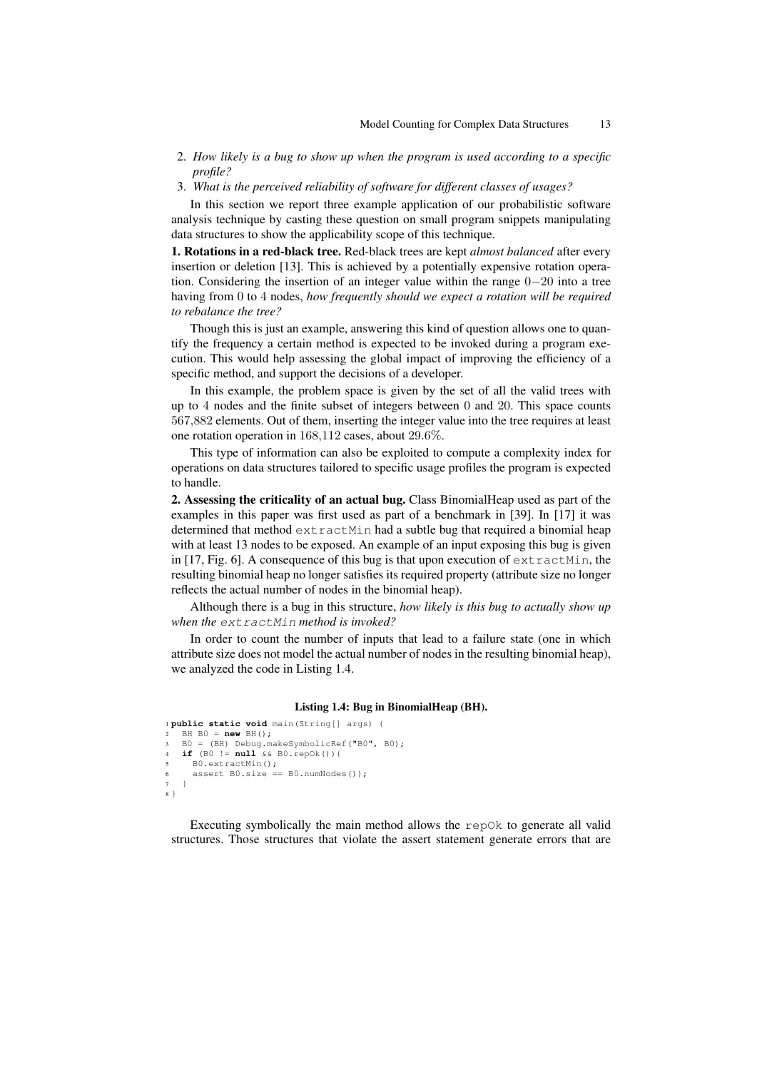2. *How likely is a bug to show up when the program is used according to a specific profile?*
3. *What is the perceived reliability of software for different classes of usages?*

In this section we report three example application of our probabilistic software analysis technique by casting these question on small program snippets manipulating data structures to show the applicability scope of this technique.

**1. Rotations in a red-black tree.** Red-black trees are kept *almost balanced* after every insertion or deletion [13]. This is achieved by a potentially expensive rotation operation. Considering the insertion of an integer value within the range $0-20$ into a tree having from $0$ to $4$ nodes, *how frequently should we expect a rotation will be required to rebalance the tree?*

Though this is just an example, answering this kind of question allows one to quantify the frequency a certain method is expected to be invoked during a program execution. This would help assessing the global impact of improving the efficiency of a specific method, and support the decisions of a developer.

In this example, the problem space is given by the set of all the valid trees with up to $4$ nodes and the finite subset of integers between $0$ and $20$. This space counts $567{,}882$ elements. Out of them, inserting the integer value into the tree requires at least one rotation operation in $168{,}112$ cases, about $29.6\%$.

This type of information can also be exploited to compute a complexity index for operations on data structures tailored to specific usage profiles the program is expected to handle.

**2. Assessing the criticality of an actual bug.** Class BinomialHeap used as part of the examples in this paper was first used as part of a benchmark in [39]. In [17] it was determined that method `extractMin` had a subtle bug that required a binomial heap with at least 13 nodes to be exposed. An example of an input exposing this bug is given in [17, Fig. 6]. A consequence of this bug is that upon execution of `extractMin`, the resulting binomial heap no longer satisfies its required property (attribute size no longer reflects the actual number of nodes in the binomial heap).

Although there is a bug in this structure, *how likely is this bug to actually show up when the* `extractMin` *method is invoked?*

In order to count the number of inputs that lead to a failure state (one in which attribute size does not model the actual number of nodes in the resulting binomial heap), we analyzed the code in Listing 1.4.

**Listing 1.4: Bug in BinomialHeap (BH).**

```
1 public static void main(String[] args) {
2   BH B0 = new BH();
3   B0 = (BH) Debug.makeSymbolicRef("B0", B0);
4   if (B0 != null && B0.repOk()){
5     B0.extractMin();
6     assert B0.size == B0.numNodes();
7   }
8 }
```

Executing symbolically the main method allows the `repOk` to generate all valid structures. Those structures that violate the assert statement generate errors that are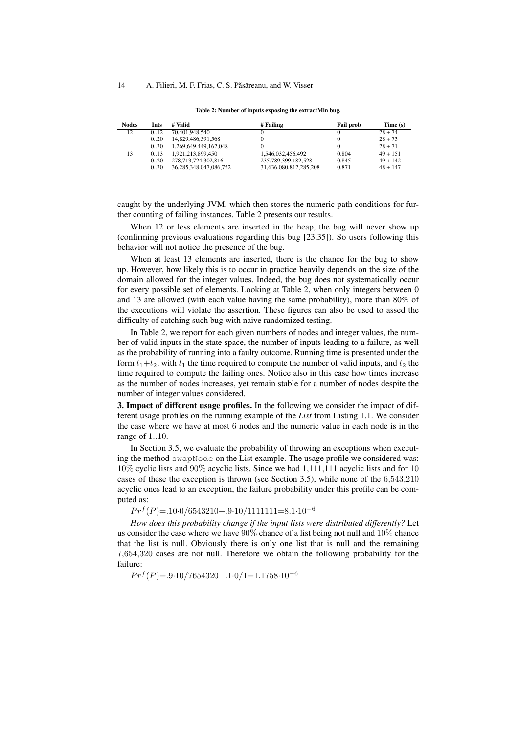Table 2: Number of inputs exposing the extractMin bug.

| Nodes | Ints | # Valid | # Failing | Fail prob | Time (s) |
|---|---|---|---|---|---|
| 12 | 0..12 | 70,401,948,540 | 0 | 0 | 28 + 74 |
| | 0..20 | 14,829,486,591,568 | 0 | 0 | 28 + 73 |
| | 0..30 | 1,269,649,449,162,048 | 0 | 0 | 28 + 71 |
| 13 | 0..13 | 1,921,213,899,450 | 1,546,032,456,492 | 0.804 | 49 + 151 |
| | 0..20 | 278,713,724,302,816 | 235,789,399,182,528 | 0.845 | 49 + 142 |
| | 0..30 | 36,285,348,047,086,752 | 31,636,080,812,285,208 | 0.871 | 48 + 147 |

caught by the underlying JVM, which then stores the numeric path conditions for further counting of failing instances. Table 2 presents our results.

When 12 or less elements are inserted in the heap, the bug will never show up (confirming previous evaluations regarding this bug [23,35]). So users following this behavior will not notice the presence of the bug.

When at least 13 elements are inserted, there is the chance for the bug to show up. However, how likely this is to occur in practice heavily depends on the size of the domain allowed for the integer values. Indeed, the bug does not systematically occur for every possible set of elements. Looking at Table 2, when only integers between 0 and 13 are allowed (with each value having the same probability), more than 80% of the executions will violate the assertion. These figures can also be used to assed the difficulty of catching such bug with naive randomized testing.

In Table 2, we report for each given numbers of nodes and integer values, the number of valid inputs in the state space, the number of inputs leading to a failure, as well as the probability of running into a faulty outcome. Running time is presented under the form $t_1$+$t_2$, with $t_1$ the time required to compute the number of valid inputs, and $t_2$ the time required to compute the failing ones. Notice also in this case how times increase as the number of nodes increases, yet remain stable for a number of nodes despite the number of integer values considered.

**3. Impact of different usage profiles.** In the following we consider the impact of different usage profiles on the running example of the *List* from Listing 1.1. We consider the case where we have at most 6 nodes and the numeric value in each node is in the range of 1..10.

In Section 3.5, we evaluate the probability of throwing an exceptions when executing the method `swapNode` on the List example. The usage profile we considered was: $10\%$ cyclic lists and $90\%$ acyclic lists. Since we had $1{,}111{,}111$ acyclic lists and for $10$ cases of these the exception is thrown (see Section 3.5), while none of the $6{,}543{,}210$ acyclic ones lead to an exception, the failure probability under this profile can be computed as:

$Pr^f(P)$=.10·0/6543210+.9·10/1111111=$8.1 \cdot 10^{-6}$

*How does this probability change if the input lists were distributed differently?* Let us consider the case where we have $90\%$ chance of a list being not null and $10\%$ chance that the list is null. Obviously there is only one list that is null and the remaining $7{,}654{,}320$ cases are not null. Therefore we obtain the following probability for the failure:

$Pr^f(P)$=.9·10/7654320+.1·0/1=$1.1758 \cdot 10^{-6}$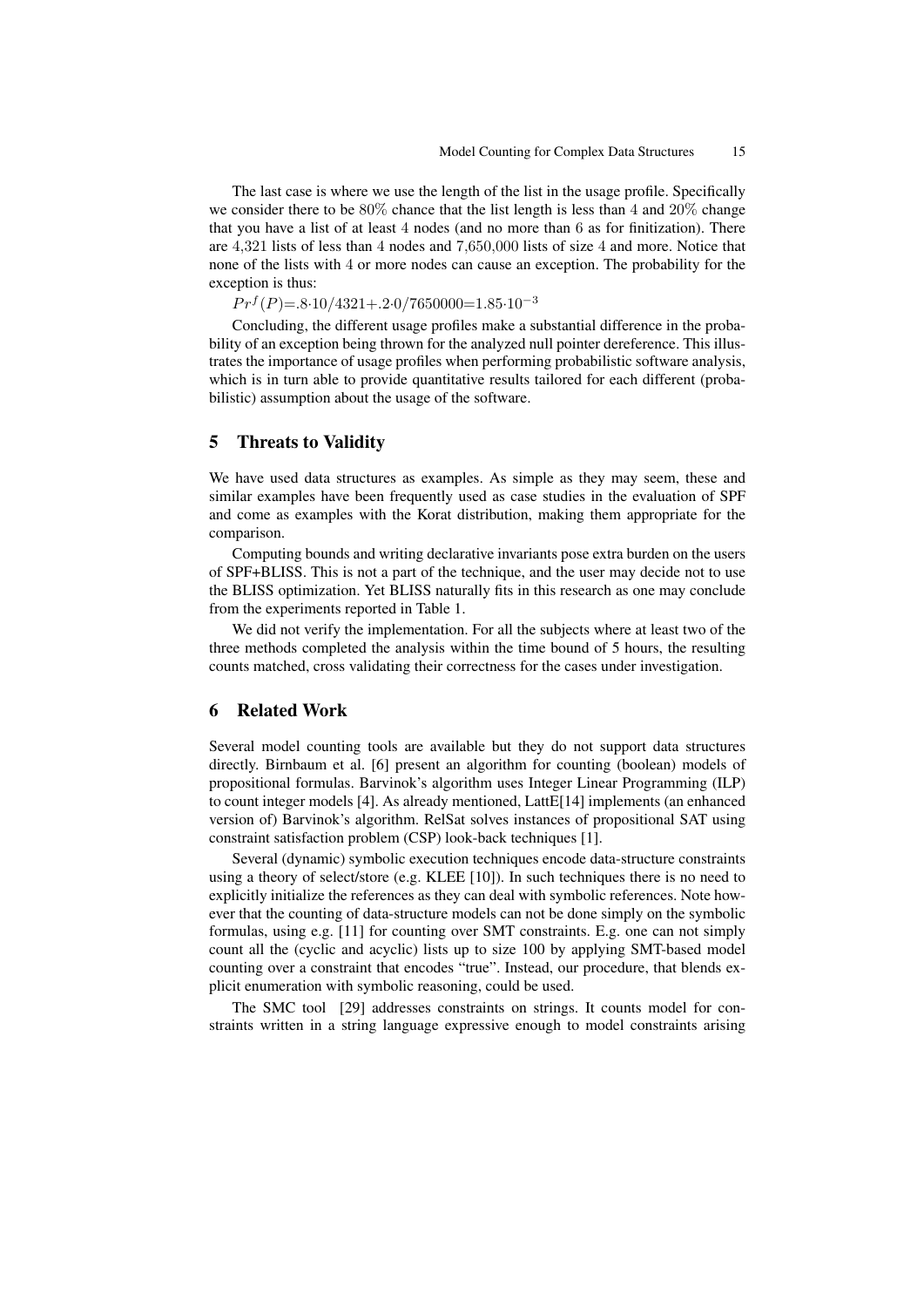The last case is where we use the length of the list in the usage profile. Specifically we consider there to be $80\%$ chance that the list length is less than $4$ and $20\%$ change that you have a list of at least $4$ nodes (and no more than $6$ as for finitization). There are $4{,}321$ lists of less than $4$ nodes and $7{,}650{,}000$ lists of size $4$ and more. Notice that none of the lists with $4$ or more nodes can cause an exception. The probability for the exception is thus:

$Pr^f(P)$=$.8{\cdot}10/4321$+$.2{\cdot}0/7650000$=$1.85{\cdot}10^{-3}$

Concluding, the different usage profiles make a substantial difference in the probability of an exception being thrown for the analyzed null pointer dereference. This illustrates the importance of usage profiles when performing probabilistic software analysis, which is in turn able to provide quantitative results tailored for each different (probabilistic) assumption about the usage of the software.

## 5 Threats to Validity

We have used data structures as examples. As simple as they may seem, these and similar examples have been frequently used as case studies in the evaluation of SPF and come as examples with the Korat distribution, making them appropriate for the comparison.

Computing bounds and writing declarative invariants pose extra burden on the users of SPF+BLISS. This is not a part of the technique, and the user may decide not to use the BLISS optimization. Yet BLISS naturally fits in this research as one may conclude from the experiments reported in Table 1.

We did not verify the implementation. For all the subjects where at least two of the three methods completed the analysis within the time bound of 5 hours, the resulting counts matched, cross validating their correctness for the cases under investigation.

## 6 Related Work

Several model counting tools are available but they do not support data structures directly. Birnbaum et al. [6] present an algorithm for counting (boolean) models of propositional formulas. Barvinok's algorithm uses Integer Linear Programming (ILP) to count integer models [4]. As already mentioned, LattE[14] implements (an enhanced version of) Barvinok's algorithm. RelSat solves instances of propositional SAT using constraint satisfaction problem (CSP) look-back techniques [1].

Several (dynamic) symbolic execution techniques encode data-structure constraints using a theory of select/store (e.g. KLEE [10]). In such techniques there is no need to explicitly initialize the references as they can deal with symbolic references. Note however that the counting of data-structure models can not be done simply on the symbolic formulas, using e.g. [11] for counting over SMT constraints. E.g. one can not simply count all the (cyclic and acyclic) lists up to size 100 by applying SMT-based model counting over a constraint that encodes "true". Instead, our procedure, that blends explicit enumeration with symbolic reasoning, could be used.

The SMC tool [29] addresses constraints on strings. It counts model for constraints written in a string language expressive enough to model constraints arising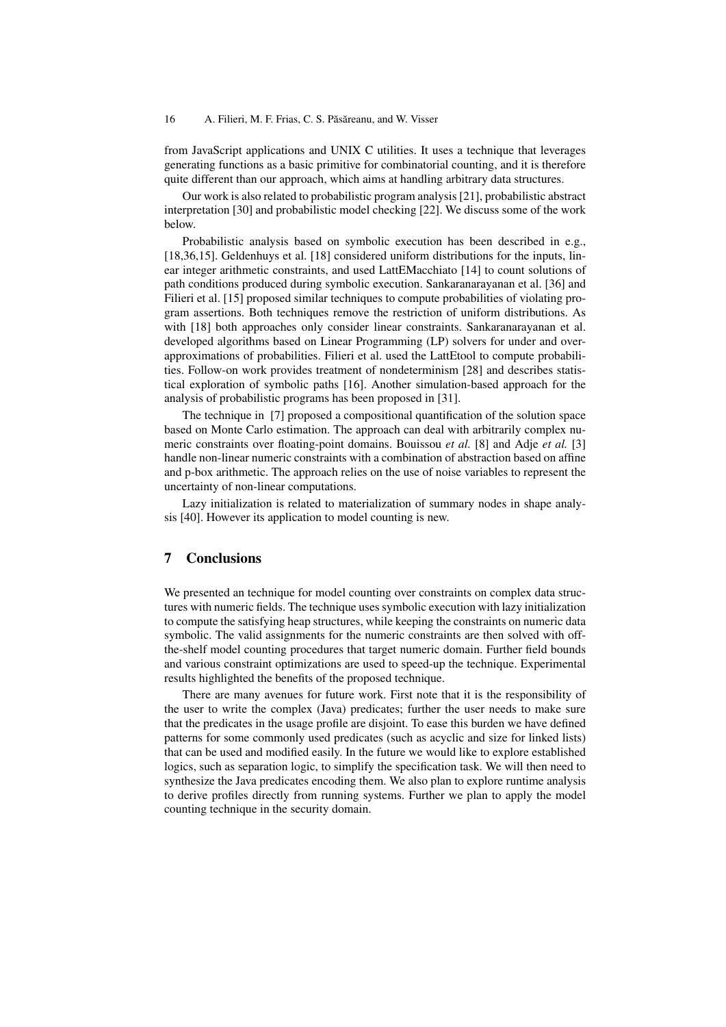from JavaScript applications and UNIX C utilities. It uses a technique that leverages generating functions as a basic primitive for combinatorial counting, and it is therefore quite different than our approach, which aims at handling arbitrary data structures.

Our work is also related to probabilistic program analysis [21], probabilistic abstract interpretation [30] and probabilistic model checking [22]. We discuss some of the work below.

Probabilistic analysis based on symbolic execution has been described in e.g., [18,36,15]. Geldenhuys et al. [18] considered uniform distributions for the inputs, linear integer arithmetic constraints, and used LattEMacchiato [14] to count solutions of path conditions produced during symbolic execution. Sankaranarayanan et al. [36] and Filieri et al. [15] proposed similar techniques to compute probabilities of violating program assertions. Both techniques remove the restriction of uniform distributions. As with [18] both approaches only consider linear constraints. Sankaranarayanan et al. developed algorithms based on Linear Programming (LP) solvers for under and over-approximations of probabilities. Filieri et al. used the LattEtool to compute probabilities. Follow-on work provides treatment of nondeterminism [28] and describes statistical exploration of symbolic paths [16]. Another simulation-based approach for the analysis of probabilistic programs has been proposed in [31].

The technique in [7] proposed a compositional quantification of the solution space based on Monte Carlo estimation. The approach can deal with arbitrarily complex numeric constraints over floating-point domains. Bouissou *et al.* [8] and Adje *et al.* [3] handle non-linear numeric constraints with a combination of abstraction based on affine and p-box arithmetic. The approach relies on the use of noise variables to represent the uncertainty of non-linear computations.

Lazy initialization is related to materialization of summary nodes in shape analysis [40]. However its application to model counting is new.

## 7 Conclusions

We presented an technique for model counting over constraints on complex data structures with numeric fields. The technique uses symbolic execution with lazy initialization to compute the satisfying heap structures, while keeping the constraints on numeric data symbolic. The valid assignments for the numeric constraints are then solved with off-the-shelf model counting procedures that target numeric domain. Further field bounds and various constraint optimizations are used to speed-up the technique. Experimental results highlighted the benefits of the proposed technique.

There are many avenues for future work. First note that it is the responsibility of the user to write the complex (Java) predicates; further the user needs to make sure that the predicates in the usage profile are disjoint. To ease this burden we have defined patterns for some commonly used predicates (such as acyclic and size for linked lists) that can be used and modified easily. In the future we would like to explore established logics, such as separation logic, to simplify the specification task. We will then need to synthesize the Java predicates encoding them. We also plan to explore runtime analysis to derive profiles directly from running systems. Further we plan to apply the model counting technique in the security domain.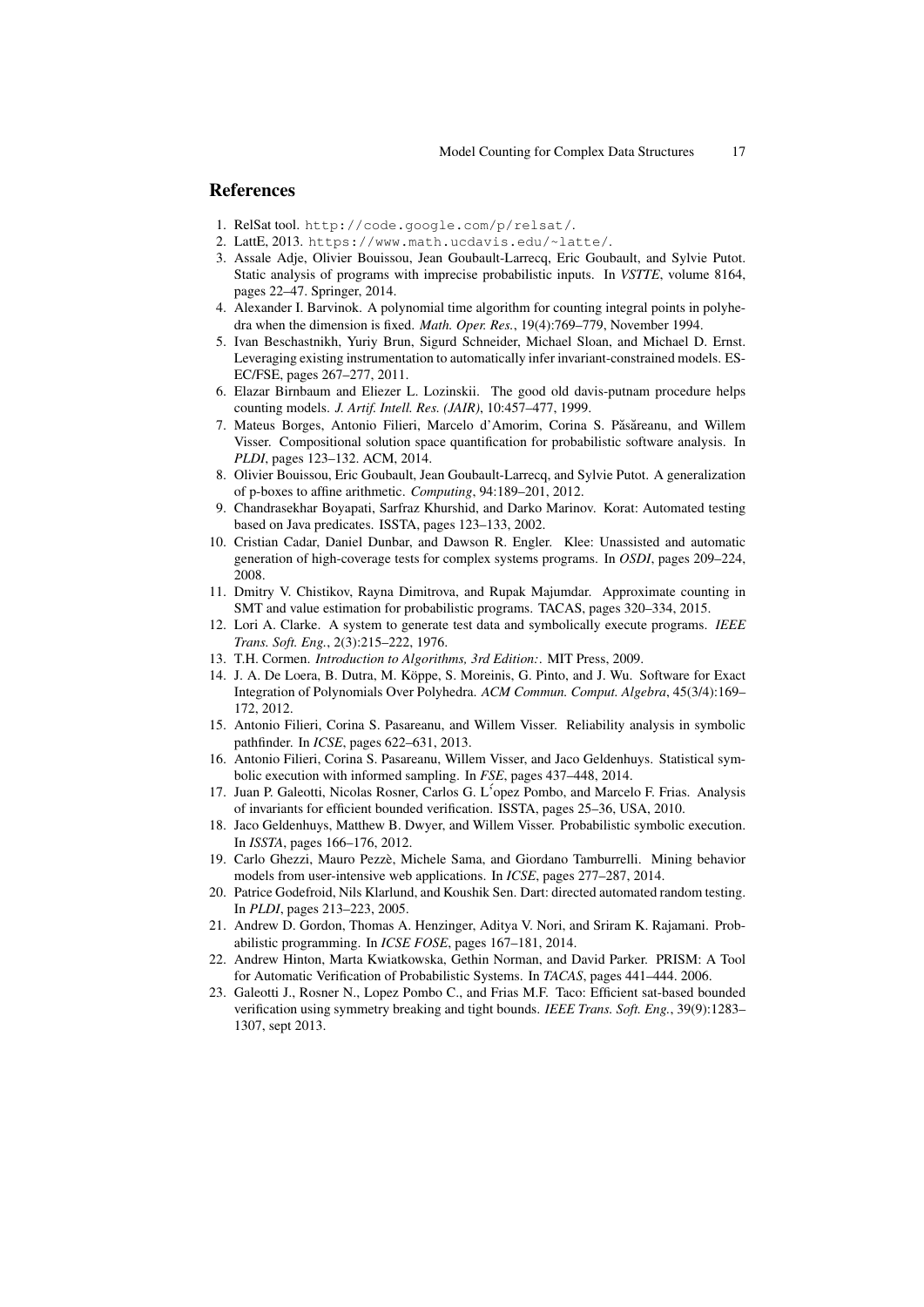## References

1. RelSat tool. http://code.google.com/p/relsat/.
2. LattE, 2013. https://www.math.ucdavis.edu/~latte/.
3. Assale Adje, Olivier Bouissou, Jean Goubault-Larrecq, Eric Goubault, and Sylvie Putot. Static analysis of programs with imprecise probabilistic inputs. In *VSTTE*, volume 8164, pages 22–47. Springer, 2014.
4. Alexander I. Barvinok. A polynomial time algorithm for counting integral points in polyhedra when the dimension is fixed. *Math. Oper. Res.*, 19(4):769–779, November 1994.
5. Ivan Beschastnikh, Yuriy Brun, Sigurd Schneider, Michael Sloan, and Michael D. Ernst. Leveraging existing instrumentation to automatically infer invariant-constrained models. ES-EC/FSE, pages 267–277, 2011.
6. Elazar Birnbaum and Eliezer L. Lozinskii. The good old davis-putnam procedure helps counting models. *J. Artif. Intell. Res. (JAIR)*, 10:457–477, 1999.
7. Mateus Borges, Antonio Filieri, Marcelo d'Amorim, Corina S. Păsăreanu, and Willem Visser. Compositional solution space quantification for probabilistic software analysis. In *PLDI*, pages 123–132. ACM, 2014.
8. Olivier Bouissou, Eric Goubault, Jean Goubault-Larrecq, and Sylvie Putot. A generalization of p-boxes to affine arithmetic. *Computing*, 94:189–201, 2012.
9. Chandrasekhar Boyapati, Sarfraz Khurshid, and Darko Marinov. Korat: Automated testing based on Java predicates. ISSTA, pages 123–133, 2002.
10. Cristian Cadar, Daniel Dunbar, and Dawson R. Engler. Klee: Unassisted and automatic generation of high-coverage tests for complex systems programs. In *OSDI*, pages 209–224, 2008.
11. Dmitry V. Chistikov, Rayna Dimitrova, and Rupak Majumdar. Approximate counting in SMT and value estimation for probabilistic programs. TACAS, pages 320–334, 2015.
12. Lori A. Clarke. A system to generate test data and symbolically execute programs. *IEEE Trans. Soft. Eng.*, 2(3):215–222, 1976.
13. T.H. Cormen. *Introduction to Algorithms, 3rd Edition:*. MIT Press, 2009.
14. J. A. De Loera, B. Dutra, M. Köppe, S. Moreinis, G. Pinto, and J. Wu. Software for Exact Integration of Polynomials Over Polyhedra. *ACM Commun. Comput. Algebra*, 45(3/4):169–172, 2012.
15. Antonio Filieri, Corina S. Pasareanu, and Willem Visser. Reliability analysis in symbolic pathfinder. In *ICSE*, pages 622–631, 2013.
16. Antonio Filieri, Corina S. Pasareanu, Willem Visser, and Jaco Geldenhuys. Statistical symbolic execution with informed sampling. In *FSE*, pages 437–448, 2014.
17. Juan P. Galeotti, Nicolas Rosner, Carlos G. L´opez Pombo, and Marcelo F. Frias. Analysis of invariants for efficient bounded verification. ISSTA, pages 25–36, USA, 2010.
18. Jaco Geldenhuys, Matthew B. Dwyer, and Willem Visser. Probabilistic symbolic execution. In *ISSTA*, pages 166–176, 2012.
19. Carlo Ghezzi, Mauro Pezzè, Michele Sama, and Giordano Tamburrelli. Mining behavior models from user-intensive web applications. In *ICSE*, pages 277–287, 2014.
20. Patrice Godefroid, Nils Klarlund, and Koushik Sen. Dart: directed automated random testing. In *PLDI*, pages 213–223, 2005.
21. Andrew D. Gordon, Thomas A. Henzinger, Aditya V. Nori, and Sriram K. Rajamani. Probabilistic programming. In *ICSE FOSE*, pages 167–181, 2014.
22. Andrew Hinton, Marta Kwiatkowska, Gethin Norman, and David Parker. PRISM: A Tool for Automatic Verification of Probabilistic Systems. In *TACAS*, pages 441–444. 2006.
23. Galeotti J., Rosner N., Lopez Pombo C., and Frias M.F. Taco: Efficient sat-based bounded verification using symmetry breaking and tight bounds. *IEEE Trans. Soft. Eng.*, 39(9):1283–1307, sept 2013.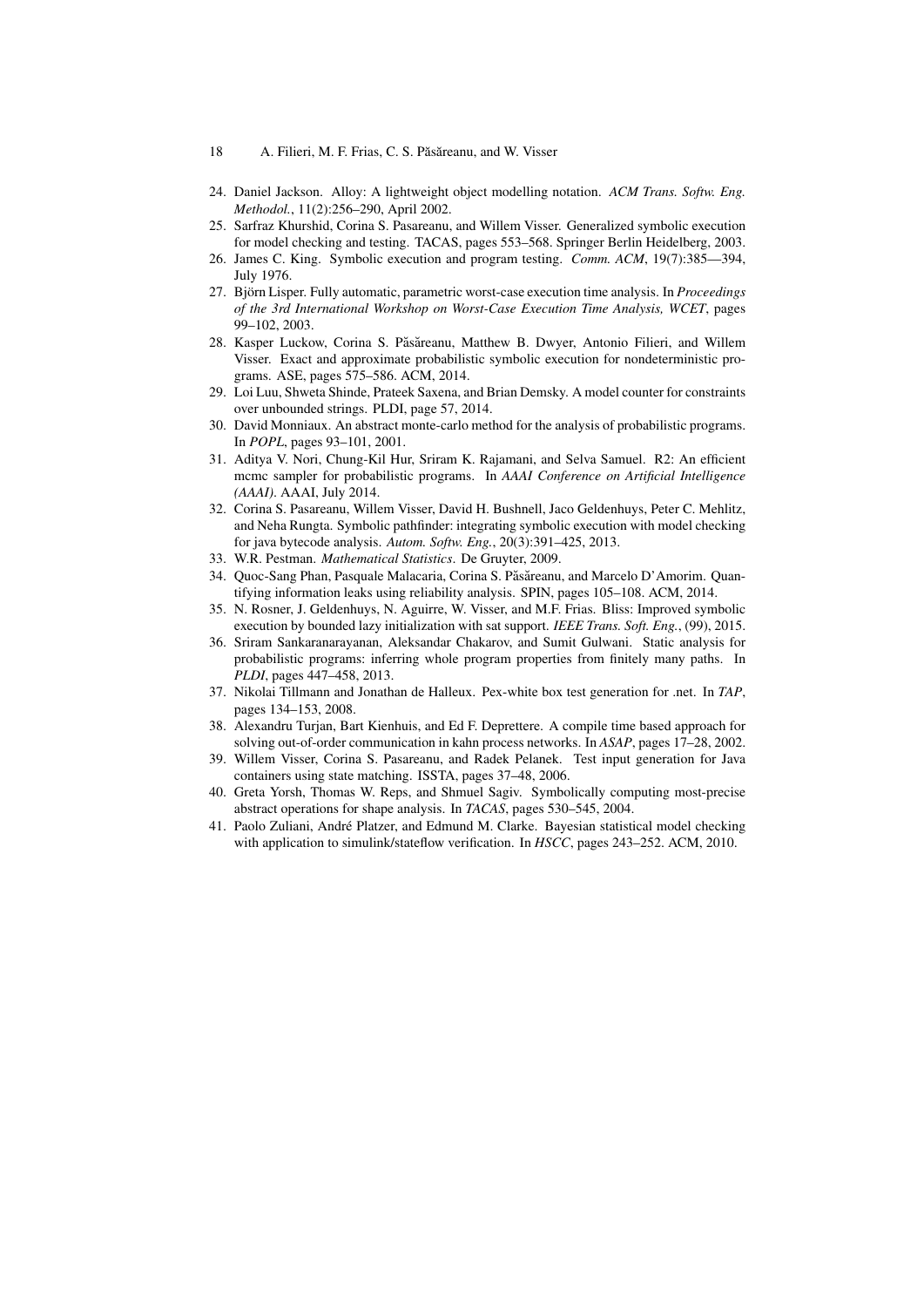24. Daniel Jackson. Alloy: A lightweight object modelling notation. *ACM Trans. Softw. Eng. Methodol.*, 11(2):256–290, April 2002.
25. Sarfraz Khurshid, Corina S. Pasareanu, and Willem Visser. Generalized symbolic execution for model checking and testing. TACAS, pages 553–568. Springer Berlin Heidelberg, 2003.
26. James C. King. Symbolic execution and program testing. *Comm. ACM*, 19(7):385—394, July 1976.
27. Björn Lisper. Fully automatic, parametric worst-case execution time analysis. In *Proceedings of the 3rd International Workshop on Worst-Case Execution Time Analysis, WCET*, pages 99–102, 2003.
28. Kasper Luckow, Corina S. Păsăreanu, Matthew B. Dwyer, Antonio Filieri, and Willem Visser. Exact and approximate probabilistic symbolic execution for nondeterministic programs. ASE, pages 575–586. ACM, 2014.
29. Loi Luu, Shweta Shinde, Prateek Saxena, and Brian Demsky. A model counter for constraints over unbounded strings. PLDI, page 57, 2014.
30. David Monniaux. An abstract monte-carlo method for the analysis of probabilistic programs. In *POPL*, pages 93–101, 2001.
31. Aditya V. Nori, Chung-Kil Hur, Sriram K. Rajamani, and Selva Samuel. R2: An efficient mcmc sampler for probabilistic programs. In *AAAI Conference on Artificial Intelligence (AAAI)*. AAAI, July 2014.
32. Corina S. Pasareanu, Willem Visser, David H. Bushnell, Jaco Geldenhuys, Peter C. Mehlitz, and Neha Rungta. Symbolic pathfinder: integrating symbolic execution with model checking for java bytecode analysis. *Autom. Softw. Eng.*, 20(3):391–425, 2013.
33. W.R. Pestman. *Mathematical Statistics*. De Gruyter, 2009.
34. Quoc-Sang Phan, Pasquale Malacaria, Corina S. Păsăreanu, and Marcelo D'Amorim. Quantifying information leaks using reliability analysis. SPIN, pages 105–108. ACM, 2014.
35. N. Rosner, J. Geldenhuys, N. Aguirre, W. Visser, and M.F. Frias. Bliss: Improved symbolic execution by bounded lazy initialization with sat support. *IEEE Trans. Soft. Eng.*, (99), 2015.
36. Sriram Sankaranarayanan, Aleksandar Chakarov, and Sumit Gulwani. Static analysis for probabilistic programs: inferring whole program properties from finitely many paths. In *PLDI*, pages 447–458, 2013.
37. Nikolai Tillmann and Jonathan de Halleux. Pex-white box test generation for .net. In *TAP*, pages 134–153, 2008.
38. Alexandru Turjan, Bart Kienhuis, and Ed F. Deprettere. A compile time based approach for solving out-of-order communication in kahn process networks. In *ASAP*, pages 17–28, 2002.
39. Willem Visser, Corina S. Pasareanu, and Radek Pelanek. Test input generation for Java containers using state matching. ISSTA, pages 37–48, 2006.
40. Greta Yorsh, Thomas W. Reps, and Shmuel Sagiv. Symbolically computing most-precise abstract operations for shape analysis. In *TACAS*, pages 530–545, 2004.
41. Paolo Zuliani, André Platzer, and Edmund M. Clarke. Bayesian statistical model checking with application to simulink/stateflow verification. In *HSCC*, pages 243–252. ACM, 2010.